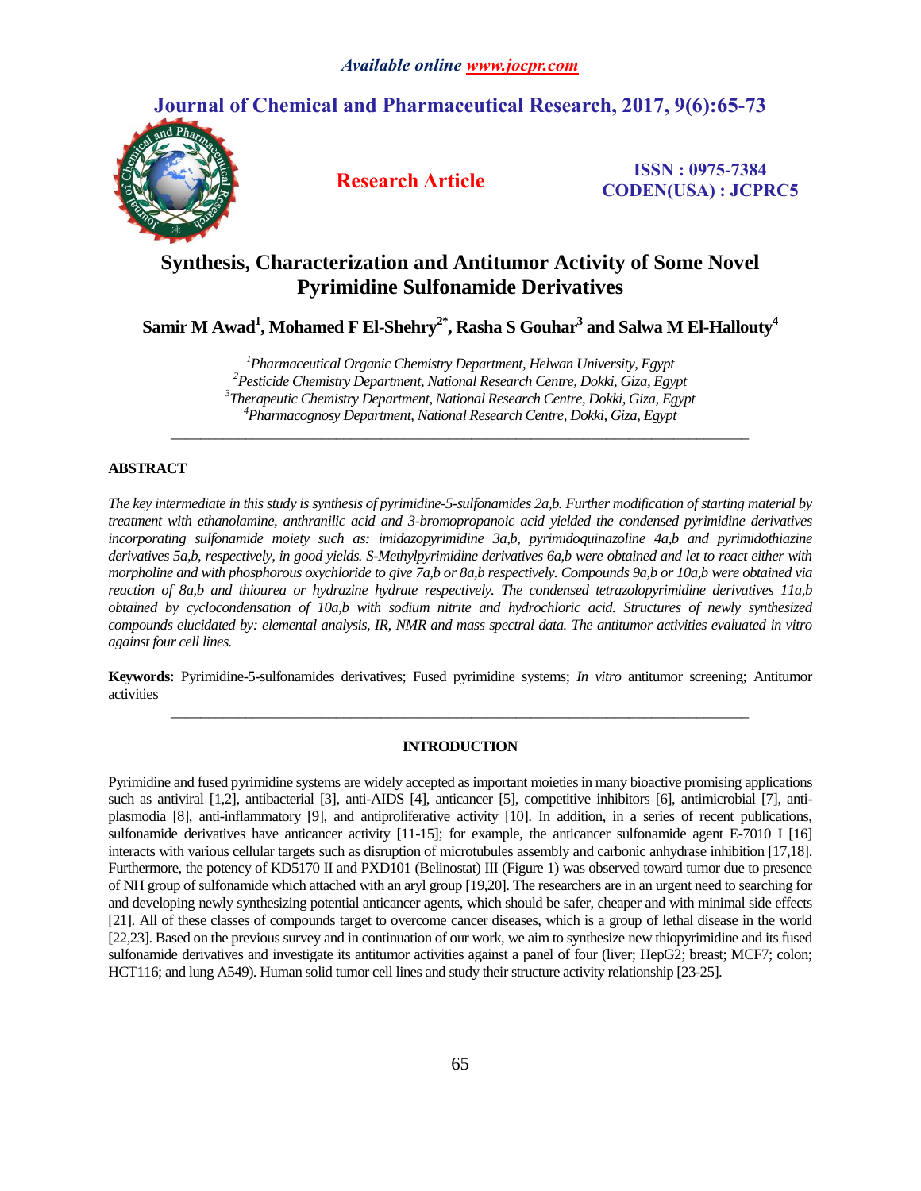*Available online www.jocpr.com*

# Journal of Chemical and Pharmaceutical Research, 2017, 9(6):65-73

**Research Article**

**ISSN : 0975-7384**
**CODEN(USA) : JCPRC5**

# Synthesis, Characterization and Antitumor Activity of Some Novel Pyrimidine Sulfonamide Derivatives

**Samir M Awad[1], Mohamed F El-Shehry[2*], Rasha S Gouhar[3] and Salwa M El-Hallouty[4]**

*[1]Pharmaceutical Organic Chemistry Department, Helwan University, Egypt*
*[2]Pesticide Chemistry Department, National Research Centre, Dokki, Giza, Egypt*
*[3]Therapeutic Chemistry Department, National Research Centre, Dokki, Giza, Egypt*
*[4]Pharmacognosy Department, National Research Centre, Dokki, Giza, Egypt*

## ABSTRACT

*The key intermediate in this study is synthesis of pyrimidine-5-sulfonamides 2a,b. Further modification of starting material by treatment with ethanolamine, anthranilic acid and 3-bromopropanoic acid yielded the condensed pyrimidine derivatives incorporating sulfonamide moiety such as: imidazopyrimidine 3a,b, pyrimidoquinazoline 4a,b and pyrimidothiazine derivatives 5a,b, respectively, in good yields. S-Methylpyrimidine derivatives 6a,b were obtained and let to react either with morpholine and with phosphorous oxychloride to give 7a,b or 8a,b respectively. Compounds 9a,b or 10a,b were obtained via reaction of 8a,b and thiourea or hydrazine hydrate respectively. The condensed tetrazolopyrimidine derivatives 11a,b obtained by cyclocondensation of 10a,b with sodium nitrite and hydrochloric acid. Structures of newly synthesized compounds elucidated by: elemental analysis, IR, NMR and mass spectral data. The antitumor activities evaluated in vitro against four cell lines.*

**Keywords:** Pyrimidine-5-sulfonamides derivatives; Fused pyrimidine systems; *In vitro* antitumor screening; Antitumor activities

## INTRODUCTION

Pyrimidine and fused pyrimidine systems are widely accepted as important moieties in many bioactive promising applications such as antiviral [1,2], antibacterial [3], anti-AIDS [4], anticancer [5], competitive inhibitors [6], antimicrobial [7], anti-plasmodia [8], anti-inflammatory [9], and antiproliferative activity [10]. In addition, in a series of recent publications, sulfonamide derivatives have anticancer activity [11-15]; for example, the anticancer sulfonamide agent E-7010 I [16] interacts with various cellular targets such as disruption of microtubules assembly and carbonic anhydrase inhibition [17,18]. Furthermore, the potency of KD5170 II and PXD101 (Belinostat) III (Figure 1) was observed toward tumor due to presence of NH group of sulfonamide which attached with an aryl group [19,20]. The researchers are in an urgent need to searching for and developing newly synthesizing potential anticancer agents, which should be safer, cheaper and with minimal side effects [21]. All of these classes of compounds target to overcome cancer diseases, which is a group of lethal disease in the world [22,23]. Based on the previous survey and in continuation of our work, we aim to synthesize new thiopyrimidine and its fused sulfonamide derivatives and investigate its antitumor activities against a panel of four (liver; HepG2; breast; MCF7; colon; HCT116; and lung A549). Human solid tumor cell lines and study their structure activity relationship [23-25].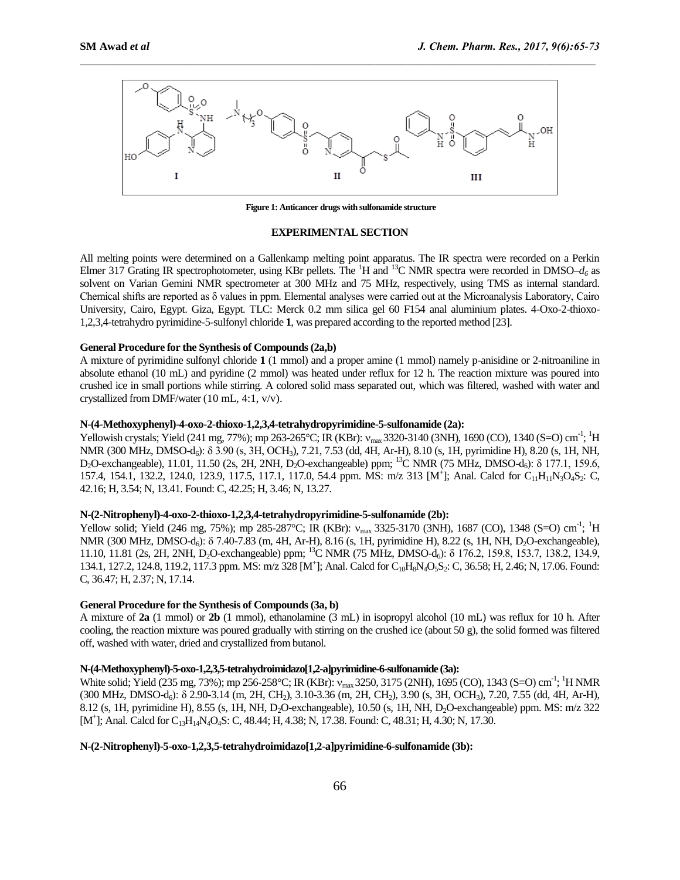Figure 1: Anticancer drugs with sulfonamide structure

## EXPERIMENTAL SECTION

All melting points were determined on a Gallenkamp melting point apparatus. The IR spectra were recorded on a Perkin Elmer 317 Grating IR spectrophotometer, using KBr pellets. The $^{1}$H and $^{13}$C NMR spectra were recorded in DMSO–$d_6$ as solvent on Varian Gemini NMR spectrometer at 300 MHz and 75 MHz, respectively, using TMS as internal standard. Chemical shifts are reported as δ values in ppm. Elemental analyses were carried out at the Microanalysis Laboratory, Cairo University, Cairo, Egypt. Giza, Egypt. TLC: Merck 0.2 mm silica gel 60 F154 anal aluminium plates. 4-Oxo-2-thioxo-1,2,3,4-tetrahydro pyrimidine-5-sulfonyl chloride **1**, was prepared according to the reported method [23].

### General Procedure for the Synthesis of Compounds (2a,b)

A mixture of pyrimidine sulfonyl chloride **1** (1 mmol) and a proper amine (1 mmol) namely p-anisidine or 2-nitroaniline in absolute ethanol (10 mL) and pyridine (2 mmol) was heated under reflux for 12 h. The reaction mixture was poured into crushed ice in small portions while stirring. A colored solid mass separated out, which was filtered, washed with water and crystallized from DMF/water (10 mL, 4:1, v/v).

### N-(4-Methoxyphenyl)-4-oxo-2-thioxo-1,2,3,4-tetrahydropyrimidine-5-sulfonamide (2a):

Yellowish crystals; Yield (241 mg, 77%); mp 263-265°C; IR (KBr): $\nu_{max}$ 3320-3140 (3NH), 1690 (CO), 1340 (S=O) cm$^{-1}$; $^{1}$H NMR (300 MHz, DMSO-d$_6$): δ 3.90 (s, 3H, OCH$_3$), 7.21, 7.53 (dd, 4H, Ar-H), 8.10 (s, 1H, pyrimidine H), 8.20 (s, 1H, NH, D$_2$O-exchangeable), 11.01, 11.50 (2s, 2H, 2NH, D$_2$O-exchangeable) ppm; $^{13}$C NMR (75 MHz, DMSO-d$_6$): δ 177.1, 159.6, 157.4, 154.1, 132.2, 124.0, 123.9, 117.5, 117.1, 117.0, 54.4 ppm. MS: m/z 313 [M$^{+}$]; Anal. Calcd for $C_{11}H_{11}N_3O_4S_2$: C, 42.16; H, 3.54; N, 13.41. Found: C, 42.25; H, 3.46; N, 13.27.

### N-(2-Nitrophenyl)-4-oxo-2-thioxo-1,2,3,4-tetrahydropyrimidine-5-sulfonamide (2b):

Yellow solid; Yield (246 mg, 75%); mp 285-287°C; IR (KBr): $\nu_{max}$ 3325-3170 (3NH), 1687 (CO), 1348 (S=O) cm$^{-1}$; $^{1}$H NMR (300 MHz, DMSO-d$_6$): δ 7.40-7.83 (m, 4H, Ar-H), 8.16 (s, 1H, pyrimidine H), 8.22 (s, 1H, NH, D$_2$O-exchangeable), 11.10, 11.81 (2s, 2H, 2NH, D$_2$O-exchangeable) ppm; $^{13}$C NMR (75 MHz, DMSO-d$_6$): δ 176.2, 159.8, 153.7, 138.2, 134.9, 134.1, 127.2, 124.8, 119.2, 117.3 ppm. MS: m/z 328 [M$^{+}$]; Anal. Calcd for $C_{10}H_8N_4O_5S_2$: C, 36.58; H, 2.46; N, 17.06. Found: C, 36.47; H, 2.37; N, 17.14.

### General Procedure for the Synthesis of Compounds (3a, b)

A mixture of **2a** (1 mmol) or **2b** (1 mmol), ethanolamine (3 mL) in isopropyl alcohol (10 mL) was reflux for 10 h. After cooling, the reaction mixture was poured gradually with stirring on the crushed ice (about 50 g), the solid formed was filtered off, washed with water, dried and crystallized from butanol.

### N-(4-Methoxyphenyl)-5-oxo-1,2,3,5-tetrahydroimidazo[1,2-a]pyrimidine-6-sulfonamide (3a):

White solid; Yield (235 mg, 73%); mp 256-258°C; IR (KBr): $\nu_{max}$ 3250, 3175 (2NH), 1695 (CO), 1343 (S=O) cm$^{-1}$; $^{1}$H NMR (300 MHz, DMSO-d$_6$): δ 2.90-3.14 (m, 2H, CH$_2$), 3.10-3.36 (m, 2H, CH$_2$), 3.90 (s, 3H, OCH$_3$), 7.20, 7.55 (dd, 4H, Ar-H), 8.12 (s, 1H, pyrimidine H), 8.55 (s, 1H, NH, D$_2$O-exchangeable), 10.50 (s, 1H, NH, D$_2$O-exchangeable) ppm. MS: m/z 322 [M$^{+}$]; Anal. Calcd for $C_{13}H_{14}N_4O_4S$: C, 48.44; H, 4.38; N, 17.38. Found: C, 48.31; H, 4.30; N, 17.30.

### N-(2-Nitrophenyl)-5-oxo-1,2,3,5-tetrahydroimidazo[1,2-a]pyrimidine-6-sulfonamide (3b):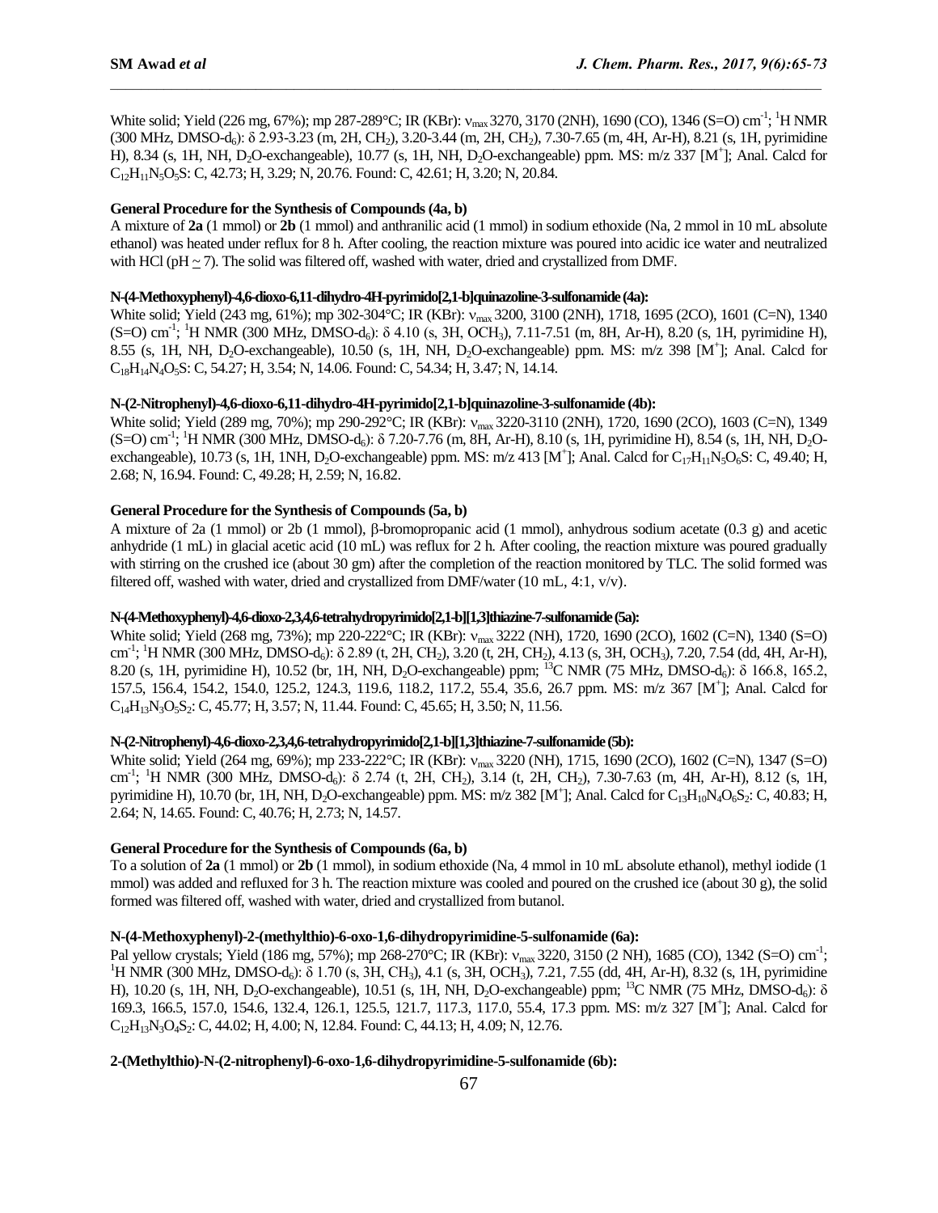White solid; Yield (226 mg, 67%); mp 287-289°C; IR (KBr): $\nu_{max}$ 3270, 3170 (2NH), 1690 (CO), 1346 (S=O) $cm^{-1}$; $^1H$ NMR (300 MHz, DMSO-$d_6$): δ 2.93-3.23 (m, 2H, $CH_2$), 3.20-3.44 (m, 2H, $CH_2$), 7.30-7.65 (m, 4H, Ar-H), 8.21 (s, 1H, pyrimidine H), 8.34 (s, 1H, NH, $D_2O$-exchangeable), 10.77 (s, 1H, NH, $D_2O$-exchangeable) ppm. MS: m/z 337 [$M^+$]; Anal. Calcd for $C_{12}H_{11}N_5O_5S$: C, 42.73; H, 3.29; N, 20.76. Found: C, 42.61; H, 3.20; N, 20.84.

### General Procedure for the Synthesis of Compounds (4a, b)

A mixture of **2a** (1 mmol) or **2b** (1 mmol) and anthranilic acid (1 mmol) in sodium ethoxide (Na, 2 mmol in 10 mL absolute ethanol) was heated under reflux for 8 h. After cooling, the reaction mixture was poured into acidic ice water and neutralized with HCl (pH ~ 7). The solid was filtered off, washed with water, dried and crystallized from DMF.

#### N-(4-Methoxyphenyl)-4,6-dioxo-6,11-dihydro-4H-pyrimido[2,1-b]quinazoline-3-sulfonamide (4a):

White solid; Yield (243 mg, 61%); mp 302-304°C; IR (KBr): $\nu_{max}$ 3200, 3100 (2NH), 1718, 1695 (2CO), 1601 (C=N), 1340 (S=O) $cm^{-1}$; $^1H$ NMR (300 MHz, DMSO-$d_6$): δ 4.10 (s, 3H, $OCH_3$), 7.11-7.51 (m, 8H, Ar-H), 8.20 (s, 1H, pyrimidine H), 8.55 (s, 1H, NH, $D_2O$-exchangeable), 10.50 (s, 1H, NH, $D_2O$-exchangeable) ppm. MS: m/z 398 [$M^+$]; Anal. Calcd for $C_{18}H_{14}N_4O_5S$: C, 54.27; H, 3.54; N, 14.06. Found: C, 54.34; H, 3.47; N, 14.14.

#### N-(2-Nitrophenyl)-4,6-dioxo-6,11-dihydro-4H-pyrimido[2,1-b]quinazoline-3-sulfonamide (4b):

White solid; Yield (289 mg, 70%); mp 290-292°C; IR (KBr): $\nu_{max}$ 3220-3110 (2NH), 1720, 1690 (2CO), 1603 (C=N), 1349 (S=O) $cm^{-1}$; $^1H$ NMR (300 MHz, DMSO-$d_6$): δ 7.20-7.76 (m, 8H, Ar-H), 8.10 (s, 1H, pyrimidine H), 8.54 (s, 1H, NH, $D_2O$-exchangeable), 10.73 (s, 1H, 1NH, $D_2O$-exchangeable) ppm. MS: m/z 413 [$M^+$]; Anal. Calcd for $C_{17}H_{11}N_5O_6S$: C, 49.40; H, 2.68; N, 16.94. Found: C, 49.28; H, 2.59; N, 16.82.

### General Procedure for the Synthesis of Compounds (5a, b)

A mixture of 2a (1 mmol) or 2b (1 mmol), β-bromopropanic acid (1 mmol), anhydrous sodium acetate (0.3 g) and acetic anhydride (1 mL) in glacial acetic acid (10 mL) was reflux for 2 h. After cooling, the reaction mixture was poured gradually with stirring on the crushed ice (about 30 gm) after the completion of the reaction monitored by TLC. The solid formed was filtered off, washed with water, dried and crystallized from DMF/water (10 mL, 4:1, v/v).

#### N-(4-Methoxyphenyl)-4,6-dioxo-2,3,4,6-tetrahydropyrimido[2,1-b][1,3]thiazine-7-sulfonamide (5a):

White solid; Yield (268 mg, 73%); mp 220-222°C; IR (KBr): $\nu_{max}$ 3222 (NH), 1720, 1690 (2CO), 1602 (C=N), 1340 (S=O) $cm^{-1}$; $^1H$ NMR (300 MHz, DMSO-$d_6$): δ 2.89 (t, 2H, $CH_2$), 3.20 (t, 2H, $CH_2$), 4.13 (s, 3H, $OCH_3$), 7.20, 7.54 (dd, 4H, Ar-H), 8.20 (s, 1H, pyrimidine H), 10.52 (br, 1H, NH, $D_2O$-exchangeable) ppm; $^{13}C$ NMR (75 MHz, DMSO-$d_6$): δ 166.8, 165.2, 157.5, 156.4, 154.2, 154.0, 125.2, 124.3, 119.6, 118.2, 117.2, 55.4, 35.6, 26.7 ppm. MS: m/z 367 [$M^+$]; Anal. Calcd for $C_{14}H_{13}N_3O_5S_2$: C, 45.77; H, 3.57; N, 11.44. Found: C, 45.65; H, 3.50; N, 11.56.

#### N-(2-Nitrophenyl)-4,6-dioxo-2,3,4,6-tetrahydropyrimido[2,1-b][1,3]thiazine-7-sulfonamide (5b):

White solid; Yield (264 mg, 69%); mp 233-222°C; IR (KBr): $\nu_{max}$ 3220 (NH), 1715, 1690 (2CO), 1602 (C=N), 1347 (S=O) $cm^{-1}$; $^1H$ NMR (300 MHz, DMSO-$d_6$): δ 2.74 (t, 2H, $CH_2$), 3.14 (t, 2H, $CH_2$), 7.30-7.63 (m, 4H, Ar-H), 8.12 (s, 1H, pyrimidine H), 10.70 (br, 1H, NH, $D_2O$-exchangeable) ppm. MS: m/z 382 [$M^+$]; Anal. Calcd for $C_{13}H_{10}N_4O_6S_2$: C, 40.83; H, 2.64; N, 14.65. Found: C, 40.76; H, 2.73; N, 14.57.

### General Procedure for the Synthesis of Compounds (6a, b)

To a solution of **2a** (1 mmol) or **2b** (1 mmol), in sodium ethoxide (Na, 4 mmol in 10 mL absolute ethanol), methyl iodide (1 mmol) was added and refluxed for 3 h. The reaction mixture was cooled and poured on the crushed ice (about 30 g), the solid formed was filtered off, washed with water, dried and crystallized from butanol.

#### N-(4-Methoxyphenyl)-2-(methylthio)-6-oxo-1,6-dihydropyrimidine-5-sulfonamide (6a):

Pal yellow crystals; Yield (186 mg, 57%); mp 268-270°C; IR (KBr): $\nu_{max}$ 3220, 3150 (2 NH), 1685 (CO), 1342 (S=O) $cm^{-1}$; $^1H$ NMR (300 MHz, DMSO-$d_6$): δ 1.70 (s, 3H, $CH_3$), 4.1 (s, 3H, $OCH_3$), 7.21, 7.55 (dd, 4H, Ar-H), 8.32 (s, 1H, pyrimidine H), 10.20 (s, 1H, NH, $D_2O$-exchangeable), 10.51 (s, 1H, NH, $D_2O$-exchangeable) ppm; $^{13}C$ NMR (75 MHz, DMSO-$d_6$): δ 169.3, 166.5, 157.0, 154.6, 132.4, 126.1, 125.5, 121.7, 117.3, 117.0, 55.4, 17.3 ppm. MS: m/z 327 [$M^+$]; Anal. Calcd for $C_{12}H_{13}N_3O_4S_2$: C, 44.02; H, 4.00; N, 12.84. Found: C, 44.13; H, 4.09; N, 12.76.

#### 2-(Methylthio)-N-(2-nitrophenyl)-6-oxo-1,6-dihydropyrimidine-5-sulfonamide (6b):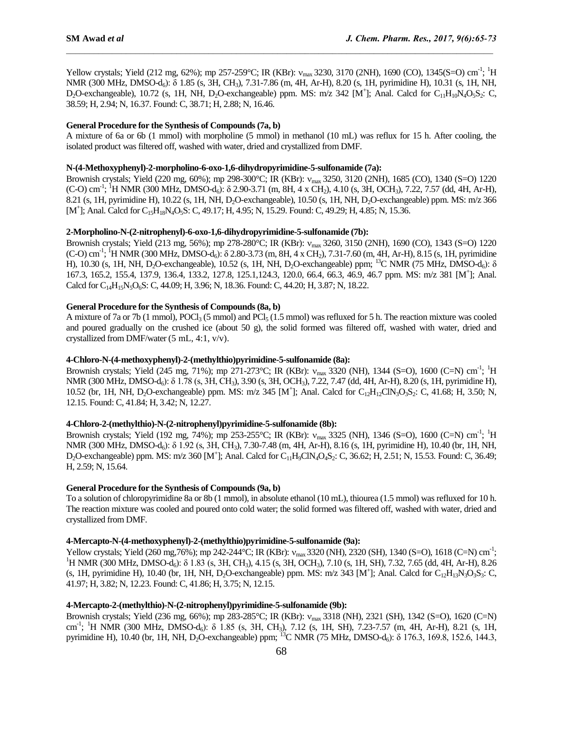Yellow crystals; Yield (212 mg, 62%); mp 257-259°C; IR (KBr): $\nu_{max}$ 3230, 3170 (2NH), 1690 (CO), 1345(S=O) cm$^{-1}$; $^{1}$H NMR (300 MHz, DMSO-d$_6$): δ 1.85 (s, 3H, CH$_3$), 7.31-7.86 (m, 4H, Ar-H), 8.20 (s, 1H, pyrimidine H), 10.31 (s, 1H, NH, D$_2$O-exchangeable), 10.72 (s, 1H, NH, D$_2$O-exchangeable) ppm. MS: m/z 342 [M$^+$]; Anal. Calcd for $C_{11}H_{10}N_4O_5S_2$: C, 38.59; H, 2.94; N, 16.37. Found: C, 38.71; H, 2.88; N, 16.46.

**General Procedure for the Synthesis of Compounds (7a, b)**

A mixture of 6a or 6b (1 mmol) with morpholine (5 mmol) in methanol (10 mL) was reflux for 15 h. After cooling, the isolated product was filtered off, washed with water, dried and crystallized from DMF.

**N-(4-Methoxyphenyl)-2-morpholino-6-oxo-1,6-dihydropyrimidine-5-sulfonamide (7a):**

Brownish crystals; Yield (220 mg, 60%); mp 298-300°C; IR (KBr): $\nu_{max}$ 3250, 3120 (2NH), 1685 (CO), 1340 (S=O) 1220 (C-O) cm$^{-1}$; $^{1}$H NMR (300 MHz, DMSO-d$_6$): δ 2.90-3.71 (m, 8H, 4 x CH$_2$), 4.10 (s, 3H, OCH$_3$), 7.22, 7.57 (dd, 4H, Ar-H), 8.21 (s, 1H, pyrimidine H), 10.22 (s, 1H, NH, D$_2$O-exchangeable), 10.50 (s, 1H, NH, D$_2$O-exchangeable) ppm. MS: m/z 366 [M$^+$]; Anal. Calcd for $C_{15}H_{18}N_4O_5S$: C, 49.17; H, 4.95; N, 15.29. Found: C, 49.29; H, 4.85; N, 15.36.

**2-Morpholino-N-(2-nitrophenyl)-6-oxo-1,6-dihydropyrimidine-5-sulfonamide (7b):**

Brownish crystals; Yield (213 mg, 56%); mp 278-280°C; IR (KBr): $\nu_{max}$ 3260, 3150 (2NH), 1690 (CO), 1343 (S=O) 1220 (C-O) cm$^{-1}$; $^{1}$H NMR (300 MHz, DMSO-d$_6$): δ 2.80-3.73 (m, 8H, 4 x CH$_2$), 7.31-7.60 (m, 4H, Ar-H), 8.15 (s, 1H, pyrimidine H), 10.30 (s, 1H, NH, D$_2$O-exchangeable), 10.52 (s, 1H, NH, D$_2$O-exchangeable) ppm; $^{13}$C NMR (75 MHz, DMSO-d$_6$): δ 167.3, 165.2, 155.4, 137.9, 136.4, 133.2, 127.8, 125.1,124.3, 120.0, 66.4, 66.3, 46.9, 46.7 ppm. MS: m/z 381 [M$^+$]; Anal. Calcd for $C_{14}H_{15}N_5O_6S$: C, 44.09; H, 3.96; N, 18.36. Found: C, 44.20; H, 3.87; N, 18.22.

**General Procedure for the Synthesis of Compounds (8a, b)**

A mixture of 7a or 7b (1 mmol), POCl$_3$ (5 mmol) and PCl$_5$ (1.5 mmol) was refluxed for 5 h. The reaction mixture was cooled and poured gradually on the crushed ice (about 50 g), the solid formed was filtered off, washed with water, dried and crystallized from DMF/water (5 mL, 4:1, v/v).

**4-Chloro-N-(4-methoxyphenyl)-2-(methylthio)pyrimidine-5-sulfonamide (8a):**

Brownish crystals; Yield (245 mg, 71%); mp 271-273°C; IR (KBr): $\nu_{max}$ 3320 (NH), 1344 (S=O), 1600 (C=N) cm$^{-1}$; $^{1}$H NMR (300 MHz, DMSO-d$_6$): δ 1.78 (s, 3H, CH$_3$), 3.90 (s, 3H, OCH$_3$), 7.22, 7.47 (dd, 4H, Ar-H), 8.20 (s, 1H, pyrimidine H), 10.52 (br, 1H, NH, D$_2$O-exchangeable) ppm. MS: m/z 345 [M$^+$]; Anal. Calcd for $C_{12}H_{12}ClN_3O_3S_2$: C, 41.68; H, 3.50; N, 12.15. Found: C, 41.84; H, 3.42; N, 12.27.

**4-Chloro-2-(methylthio)-N-(2-nitrophenyl)pyrimidine-5-sulfonamide (8b):**

Brownish crystals; Yield (192 mg, 74%); mp 253-255°C; IR (KBr): $\nu_{max}$ 3325 (NH), 1346 (S=O), 1600 (C=N) cm$^{-1}$; $^{1}$H NMR (300 MHz, DMSO-d$_6$): δ 1.92 (s, 3H, CH$_3$), 7.30-7.48 (m, 4H, Ar-H), 8.16 (s, 1H, pyrimidine H), 10.40 (br, 1H, NH, D$_2$O-exchangeable) ppm. MS: m/z 360 [M$^+$]; Anal. Calcd for $C_{11}H_9ClN_4O_4S_2$: C, 36.62; H, 2.51; N, 15.53. Found: C, 36.49; H, 2.59; N, 15.64.

**General Procedure for the Synthesis of Compounds (9a, b)**

To a solution of chloropyrimidine 8a or 8b (1 mmol), in absolute ethanol (10 mL), thiourea (1.5 mmol) was refluxed for 10 h. The reaction mixture was cooled and poured onto cold water; the solid formed was filtered off, washed with water, dried and crystallized from DMF.

**4-Mercapto-N-(4-methoxyphenyl)-2-(methylthio)pyrimidine-5-sulfonamide (9a):**

Yellow crystals; Yield (260 mg,76%); mp 242-244°C; IR (KBr): $\nu_{max}$ 3320 (NH), 2320 (SH), 1340 (S=O), 1618 (C=N) cm$^{-1}$; $^{1}$H NMR (300 MHz, DMSO-d$_6$): δ 1.83 (s, 3H, CH$_3$), 4.15 (s, 3H, OCH$_3$), 7.10 (s, 1H, SH), 7.32, 7.65 (dd, 4H, Ar-H), 8.26 (s, 1H, pyrimidine H), 10.40 (br, 1H, NH, D$_2$O-exchangeable) ppm. MS: m/z 343 [M$^+$]; Anal. Calcd for $C_{12}H_{13}N_3O_3S_3$: C, 41.97; H, 3.82; N, 12.23. Found: C, 41.86; H, 3.75; N, 12.15.

**4-Mercapto-2-(methylthio)-N-(2-nitrophenyl)pyrimidine-5-sulfonamide (9b):**

Brownish crystals; Yield (236 mg, 66%); mp 283-285°C; IR (KBr): $\nu_{max}$ 3318 (NH), 2321 (SH), 1342 (S=O), 1620 (C=N) cm$^{-1}$; $^{1}$H NMR (300 MHz, DMSO-d$_6$): δ 1.85 (s, 3H, CH$_3$), 7.12 (s, 1H, SH), 7.23-7.57 (m, 4H, Ar-H), 8.21 (s, 1H, pyrimidine H), 10.40 (br, 1H, NH, D$_2$O-exchangeable) ppm; $^{13}$C NMR (75 MHz, DMSO-d$_6$): δ 176.3, 169.8, 152.6, 144.3,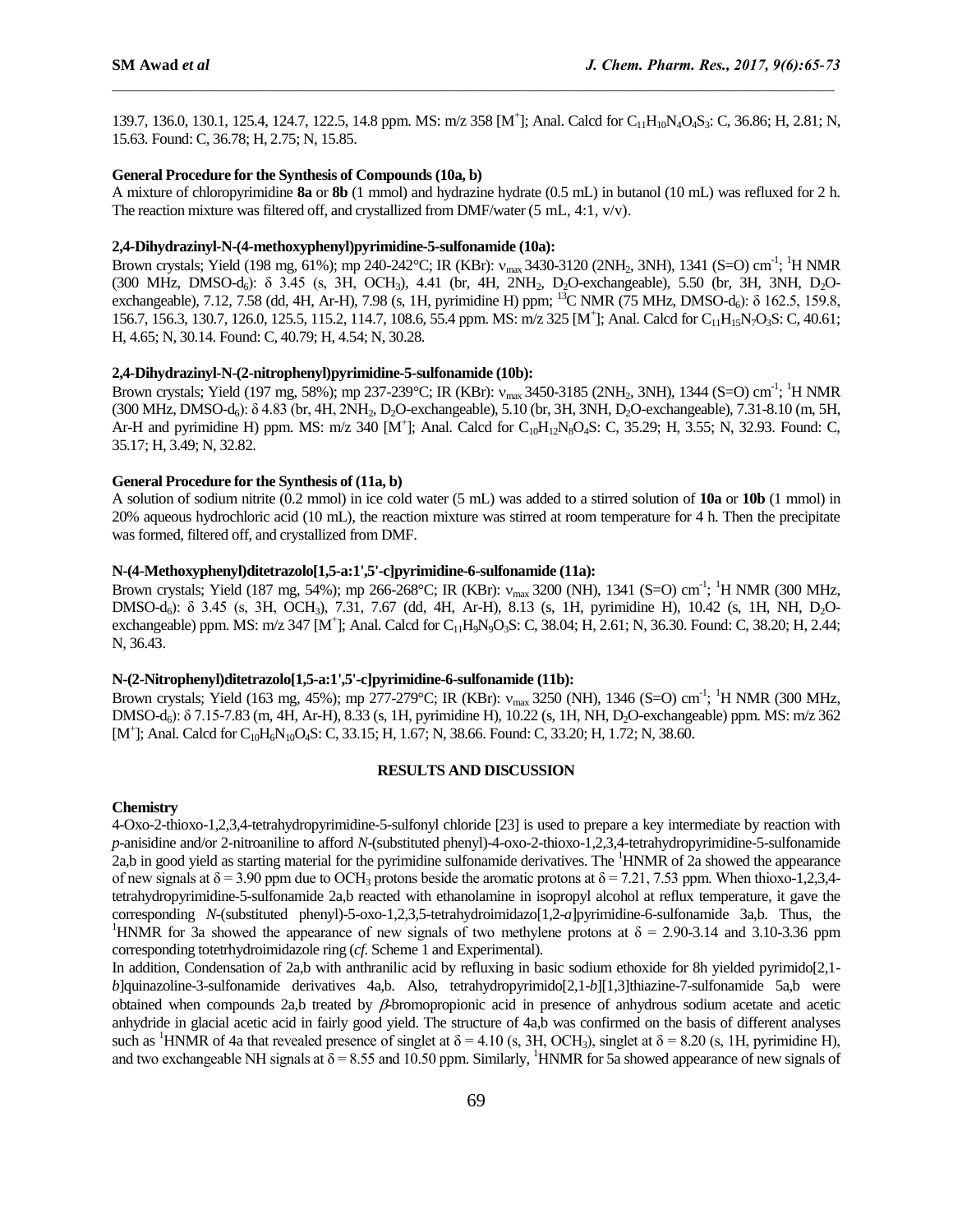139.7, 136.0, 130.1, 125.4, 124.7, 122.5, 14.8 ppm. MS: m/z 358 [$M^+$]; Anal. Calcd for $C_{11}H_{10}N_4O_4S_3$: C, 36.86; H, 2.81; N, 15.63. Found: C, 36.78; H, 2.75; N, 15.85.

**General Procedure for the Synthesis of Compounds (10a, b)**

A mixture of chloropyrimidine **8a** or **8b** (1 mmol) and hydrazine hydrate (0.5 mL) in butanol (10 mL) was refluxed for 2 h. The reaction mixture was filtered off, and crystallized from DMF/water (5 mL, 4:1, v/v).

**2,4-Dihydrazinyl-N-(4-methoxyphenyl)pyrimidine-5-sulfonamide (10a):**

Brown crystals; Yield (198 mg, 61%); mp 240-242°C; IR (KBr): $\nu_{max}$ 3430-3120 (2$NH_2$, 3NH), 1341 (S=O) $cm^{-1}$; $^1$H NMR (300 MHz, DMSO-$d_6$): δ 3.45 (s, 3H, $OCH_3$), 4.41 (br, 4H, 2$NH_2$, $D_2O$-exchangeable), 5.50 (br, 3H, 3NH, $D_2O$-exchangeable), 7.12, 7.58 (dd, 4H, Ar-H), 7.98 (s, 1H, pyrimidine H) ppm; $^{13}$C NMR (75 MHz, DMSO-$d_6$): δ 162.5, 159.8, 156.7, 156.3, 130.7, 126.0, 125.5, 115.2, 114.7, 108.6, 55.4 ppm. MS: m/z 325 [$M^+$]; Anal. Calcd for $C_{11}H_{15}N_7O_3S$: C, 40.61; H, 4.65; N, 30.14. Found: C, 40.79; H, 4.54; N, 30.28.

**2,4-Dihydrazinyl-N-(2-nitrophenyl)pyrimidine-5-sulfonamide (10b):**

Brown crystals; Yield (197 mg, 58%); mp 237-239°C; IR (KBr): $\nu_{max}$ 3450-3185 (2$NH_2$, 3NH), 1344 (S=O) $cm^{-1}$; $^1$H NMR (300 MHz, DMSO-$d_6$): δ 4.83 (br, 4H, 2$NH_2$, $D_2O$-exchangeable), 5.10 (br, 3H, 3NH, $D_2O$-exchangeable), 7.31-8.10 (m, 5H, Ar-H and pyrimidine H) ppm. MS: m/z 340 [$M^+$]; Anal. Calcd for $C_{10}H_{12}N_8O_4S$: C, 35.29; H, 3.55; N, 32.93. Found: C, 35.17; H, 3.49; N, 32.82.

**General Procedure for the Synthesis of (11a, b)**

A solution of sodium nitrite (0.2 mmol) in ice cold water (5 mL) was added to a stirred solution of **10a** or **10b** (1 mmol) in 20% aqueous hydrochloric acid (10 mL), the reaction mixture was stirred at room temperature for 4 h. Then the precipitate was formed, filtered off, and crystallized from DMF.

**N-(4-Methoxyphenyl)ditetrazolo[1,5-a:1',5'-c]pyrimidine-6-sulfonamide (11a):**

Brown crystals; Yield (187 mg, 54%); mp 266-268°C; IR (KBr): $\nu_{max}$ 3200 (NH), 1341 (S=O) $cm^{-1}$; $^1$H NMR (300 MHz, DMSO-$d_6$): δ 3.45 (s, 3H, $OCH_3$), 7.31, 7.67 (dd, 4H, Ar-H), 8.13 (s, 1H, pyrimidine H), 10.42 (s, 1H, NH, $D_2O$-exchangeable) ppm. MS: m/z 347 [$M^+$]; Anal. Calcd for $C_{11}H_9N_9O_3S$: C, 38.04; H, 2.61; N, 36.30. Found: C, 38.20; H, 2.44; N, 36.43.

**N-(2-Nitrophenyl)ditetrazolo[1,5-a:1',5'-c]pyrimidine-6-sulfonamide (11b):**

Brown crystals; Yield (163 mg, 45%); mp 277-279°C; IR (KBr): $\nu_{max}$ 3250 (NH), 1346 (S=O) $cm^{-1}$; $^1$H NMR (300 MHz, DMSO-$d_6$): δ 7.15-7.83 (m, 4H, Ar-H), 8.33 (s, 1H, pyrimidine H), 10.22 (s, 1H, NH, $D_2O$-exchangeable) ppm. MS: m/z 362 [$M^+$]; Anal. Calcd for $C_{10}H_6N_{10}O_4S$: C, 33.15; H, 1.67; N, 38.66. Found: C, 33.20; H, 1.72; N, 38.60.

## RESULTS AND DISCUSSION

**Chemistry**

4-Oxo-2-thioxo-1,2,3,4-tetrahydropyrimidine-5-sulfonyl chloride [23] is used to prepare a key intermediate by reaction with *p*-anisidine and/or 2-nitroaniline to afford *N*-(substituted phenyl)-4-oxo-2-thioxo-1,2,3,4-tetrahydropyrimidine-5-sulfonamide 2a,b in good yield as starting material for the pyrimidine sulfonamide derivatives. The $^1$HNMR of 2a showed the appearance of new signals at δ = 3.90 ppm due to $OCH_3$ protons beside the aromatic protons at δ = 7.21, 7.53 ppm. When thioxo-1,2,3,4-tetrahydropyrimidine-5-sulfonamide 2a,b reacted with ethanolamine in isopropyl alcohol at reflux temperature, it gave the corresponding *N*-(substituted phenyl)-5-oxo-1,2,3,5-tetrahydroimidazo[1,2-*a*]pyrimidine-6-sulfonamide 3a,b. Thus, the $^1$HNMR for 3a showed the appearance of new signals of two methylene protons at δ = 2.90-3.14 and 3.10-3.36 ppm corresponding totetrhydroimidazole ring (*cf*. Scheme 1 and Experimental).

In addition, Condensation of 2a,b with anthranilic acid by refluxing in basic sodium ethoxide for 8h yielded pyrimido[2,1-*b*]quinazoline-3-sulfonamide derivatives 4a,b. Also, tetrahydropyrimido[2,1-*b*][1,3]thiazine-7-sulfonamide 5a,b were obtained when compounds 2a,b treated by *β*-bromopropionic acid in presence of anhydrous sodium acetate and acetic anhydride in glacial acetic acid in fairly good yield. The structure of 4a,b was confirmed on the basis of different analyses such as $^1$HNMR of 4a that revealed presence of singlet at δ = 4.10 (s, 3H, $OCH_3$), singlet at δ = 8.20 (s, 1H, pyrimidine H), and two exchangeable NH signals at δ = 8.55 and 10.50 ppm. Similarly, $^1$HNMR for 5a showed appearance of new signals of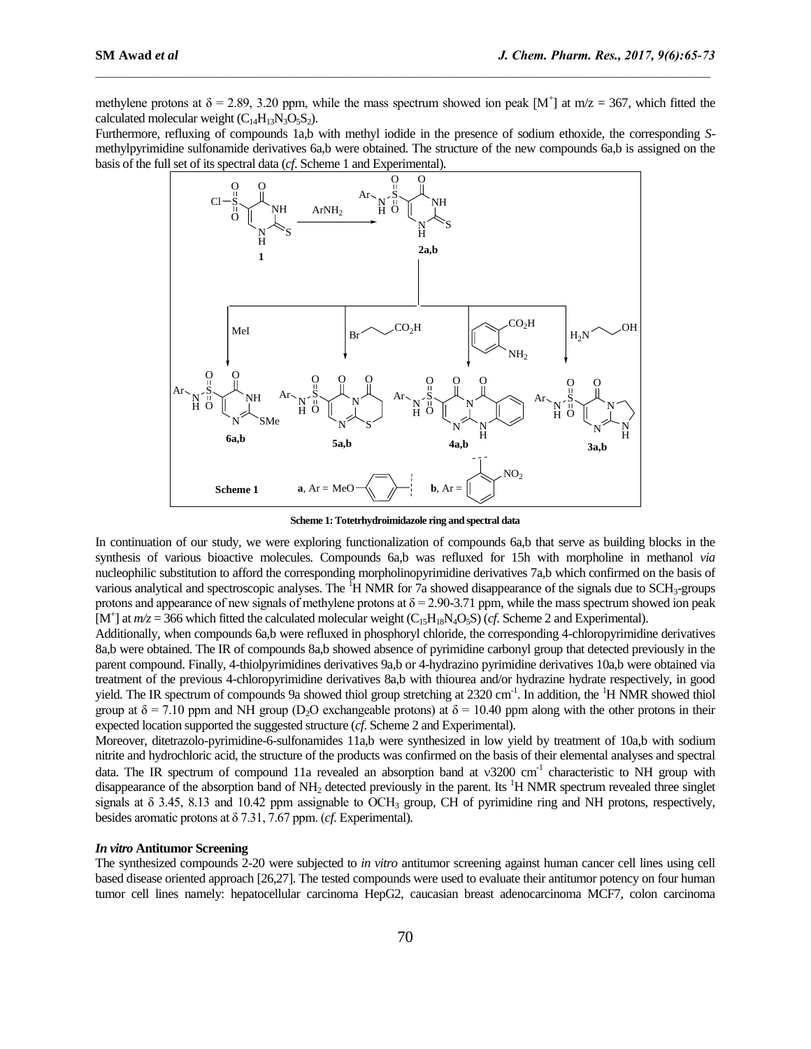methylene protons at δ = 2.89, 3.20 ppm, while the mass spectrum showed ion peak [$M^+$] at m/z = 367, which fitted the calculated molecular weight ($C_{14}H_{13}N_3O_5S_2$).

Furthermore, refluxing of compounds 1a,b with methyl iodide in the presence of sodium ethoxide, the corresponding *S*-methylpyrimidine sulfonamide derivatives 6a,b were obtained. The structure of the new compounds 6a,b is assigned on the basis of the full set of its spectral data (*cf*. Scheme 1 and Experimental).

**Scheme 1: Totetrhydroimidazole ring and spectral data**

In continuation of our study, we were exploring functionalization of compounds 6a,b that serve as building blocks in the synthesis of various bioactive molecules. Compounds 6a,b was refluxed for 15h with morpholine in methanol *via* nucleophilic substitution to afford the corresponding morpholinopyrimidine derivatives 7a,b which confirmed on the basis of various analytical and spectroscopic analyses. The $^1$H NMR for 7a showed disappearance of the signals due to $SCH_3$-groups protons and appearance of new signals of methylene protons at δ = 2.90-3.71 ppm, while the mass spectrum showed ion peak [$M^+$] at *m/z* = 366 which fitted the calculated molecular weight ($C_{15}H_{18}N_4O_5S$) (*cf*. Scheme 2 and Experimental).

Additionally, when compounds 6a,b were refluxed in phosphoryl chloride, the corresponding 4-chloropyrimidine derivatives 8a,b were obtained. The IR of compounds 8a,b showed absence of pyrimidine carbonyl group that detected previously in the parent compound. Finally, 4-thiolpyrimidines derivatives 9a,b or 4-hydrazino pyrimidine derivatives 10a,b were obtained via treatment of the previous 4-chloropyrimidine derivatives 8a,b with thiourea and/or hydrazine hydrate respectively, in good yield. The IR spectrum of compounds 9a showed thiol group stretching at 2320 cm$^{-1}$. In addition, the $^1$H NMR showed thiol group at δ = 7.10 ppm and NH group ($D_2O$ exchangeable protons) at δ = 10.40 ppm along with the other protons in their expected location supported the suggested structure (*cf*. Scheme 2 and Experimental).

Moreover, ditetrazolo-pyrimidine-6-sulfonamides 11a,b were synthesized in low yield by treatment of 10a,b with sodium nitrite and hydrochloric acid, the structure of the products was confirmed on the basis of their elemental analyses and spectral data. The IR spectrum of compound 11a revealed an absorption band at ν3200 cm$^{-1}$ characteristic to NH group with disappearance of the absorption band of $NH_2$ detected previously in the parent. Its $^1$H NMR spectrum revealed three singlet signals at δ 3.45, 8.13 and 10.42 ppm assignable to $OCH_3$ group, CH of pyrimidine ring and NH protons, respectively, besides aromatic protons at δ 7.31, 7.67 ppm. (*cf*. Experimental).

### *In vitro* Antitumor Screening

The synthesized compounds 2-20 were subjected to *in vitro* antitumor screening against human cancer cell lines using cell based disease oriented approach [26,27]. The tested compounds were used to evaluate their antitumor potency on four human tumor cell lines namely: hepatocellular carcinoma HepG2, caucasian breast adenocarcinoma MCF7, colon carcinoma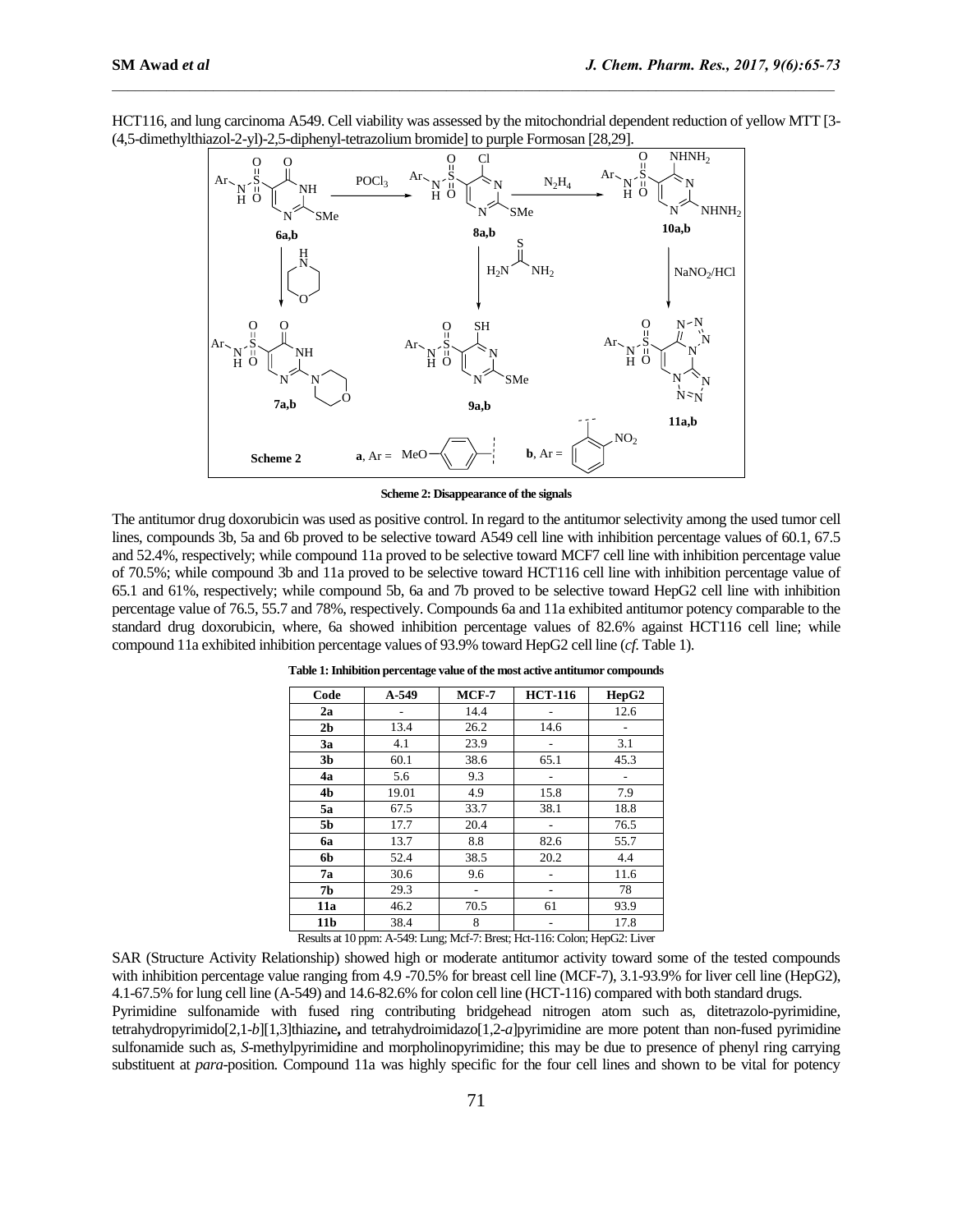HCT116, and lung carcinoma A549. Cell viability was assessed by the mitochondrial dependent reduction of yellow MTT [3-(4,5-dimethylthiazol-2-yl)-2,5-diphenyl-tetrazolium bromide] to purple Formosan [28,29].

**Scheme 2: Disappearance of the signals**

The antitumor drug doxorubicin was used as positive control. In regard to the antitumor selectivity among the used tumor cell lines, compounds 3b, 5a and 6b proved to be selective toward A549 cell line with inhibition percentage values of 60.1, 67.5 and 52.4%, respectively; while compound 11a proved to be selective toward MCF7 cell line with inhibition percentage value of 70.5%; while compound 3b and 11a proved to be selective toward HCT116 cell line with inhibition percentage value of 65.1 and 61%, respectively; while compound 5b, 6a and 7b proved to be selective toward HepG2 cell line with inhibition percentage value of 76.5, 55.7 and 78%, respectively. Compounds 6a and 11a exhibited antitumor potency comparable to the standard drug doxorubicin, where, 6a showed inhibition percentage values of 82.6% against HCT116 cell line; while compound 11a exhibited inhibition percentage values of 93.9% toward HepG2 cell line (*cf.* Table 1).

**Table 1: Inhibition percentage value of the most active antitumor compounds**

| Code | A-549 | MCF-7 | HCT-116 | HepG2 |
|---|---|---|---|---|
| **2a** | - | 14.4 | - | 12.6 |
| **2b** | 13.4 | 26.2 | 14.6 | - |
| **3a** | 4.1 | 23.9 | - | 3.1 |
| **3b** | 60.1 | 38.6 | 65.1 | 45.3 |
| **4a** | 5.6 | 9.3 | - | - |
| **4b** | 19.01 | 4.9 | 15.8 | 7.9 |
| **5a** | 67.5 | 33.7 | 38.1 | 18.8 |
| **5b** | 17.7 | 20.4 | - | 76.5 |
| **6a** | 13.7 | 8.8 | 82.6 | 55.7 |
| **6b** | 52.4 | 38.5 | 20.2 | 4.4 |
| **7a** | 30.6 | 9.6 | - | 11.6 |
| **7b** | 29.3 | - | - | 78 |
| **11a** | 46.2 | 70.5 | 61 | 93.9 |
| **11b** | 38.4 | 8 | - | 17.8 |

Results at 10 ppm: A-549: Lung; Mcf-7: Brest; Hct-116: Colon; HepG2: Liver

SAR (Structure Activity Relationship) showed high or moderate antitumor activity toward some of the tested compounds with inhibition percentage value ranging from 4.9 -70.5% for breast cell line (MCF-7), 3.1-93.9% for liver cell line (HepG2), 4.1-67.5% for lung cell line (A-549) and 14.6-82.6% for colon cell line (HCT-116) compared with both standard drugs.

Pyrimidine sulfonamide with fused ring contributing bridgehead nitrogen atom such as, ditetrazolo-pyrimidine, tetrahydropyrimido[2,1-*b*][1,3]thiazine**,** and tetrahydroimidazo[1,2-*a*]pyrimidine are more potent than non-fused pyrimidine sulfonamide such as, *S*-methylpyrimidine and morpholinopyrimidine; this may be due to presence of phenyl ring carrying substituent at *para*-position. Compound 11a was highly specific for the four cell lines and shown to be vital for potency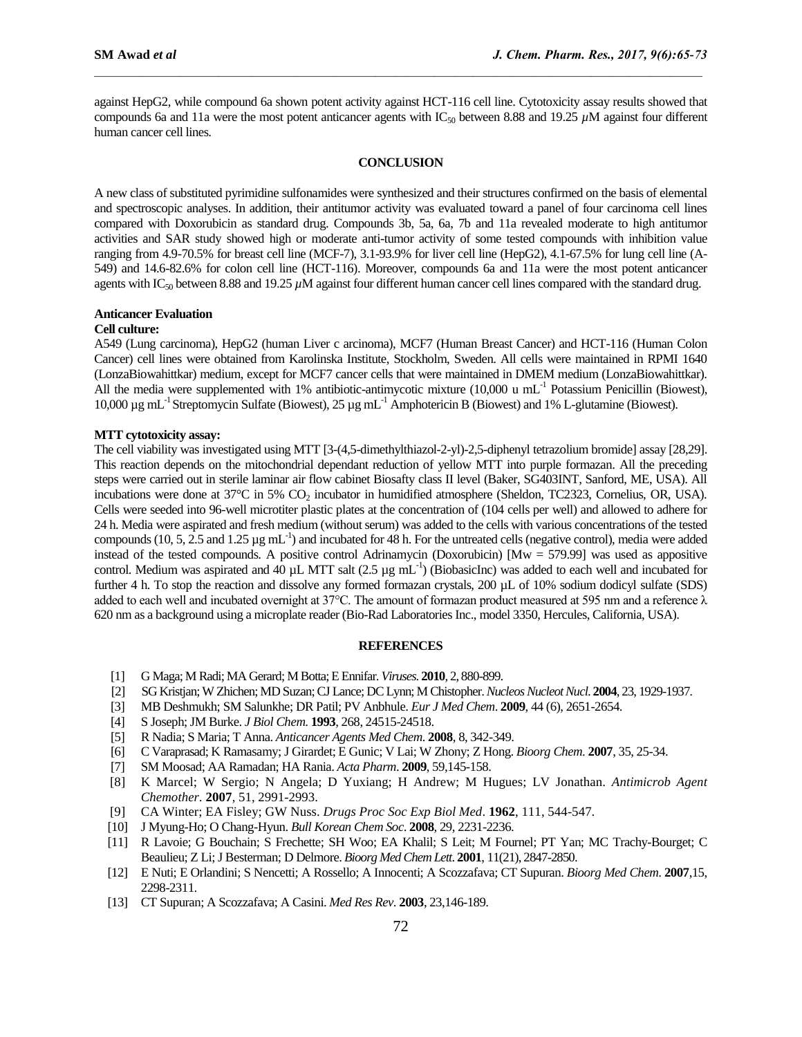against HepG2, while compound 6a shown potent activity against HCT-116 cell line. Cytotoxicity assay results showed that compounds 6a and 11a were the most potent anticancer agents with $IC_{50}$ between 8.88 and 19.25 $\mu$M against four different human cancer cell lines.

## CONCLUSION

A new class of substituted pyrimidine sulfonamides were synthesized and their structures confirmed on the basis of elemental and spectroscopic analyses. In addition, their antitumor activity was evaluated toward a panel of four carcinoma cell lines compared with Doxorubicin as standard drug. Compounds 3b, 5a, 6a, 7b and 11a revealed moderate to high antitumor activities and SAR study showed high or moderate anti-tumor activity of some tested compounds with inhibition value ranging from 4.9-70.5% for breast cell line (MCF-7), 3.1-93.9% for liver cell line (HepG2), 4.1-67.5% for lung cell line (A-549) and 14.6-82.6% for colon cell line (HCT-116). Moreover, compounds 6a and 11a were the most potent anticancer agents with $IC_{50}$ between 8.88 and 19.25 $\mu$M against four different human cancer cell lines compared with the standard drug.

### Anticancer Evaluation

**Cell culture:**

A549 (Lung carcinoma), HepG2 (human Liver c arcinoma), MCF7 (Human Breast Cancer) and HCT-116 (Human Colon Cancer) cell lines were obtained from Karolinska Institute, Stockholm, Sweden. All cells were maintained in RPMI 1640 (LonzaBiowahittkar) medium, except for MCF7 cancer cells that were maintained in DMEM medium (LonzaBiowahittkar). All the media were supplemented with 1% antibiotic-antimycotic mixture (10,000 u $mL^{-1}$ Potassium Penicillin (Biowest), 10,000 µg $mL^{-1}$ Streptomycin Sulfate (Biowest), 25 µg $mL^{-1}$ Amphotericin B (Biowest) and 1% L-glutamine (Biowest).

**MTT cytotoxicity assay:**

The cell viability was investigated using MTT [3-(4,5-dimethylthiazol-2-yl)-2,5-diphenyl tetrazolium bromide] assay [28,29]. This reaction depends on the mitochondrial dependant reduction of yellow MTT into purple formazan. All the preceding steps were carried out in sterile laminar air flow cabinet Biosafty class II level (Baker, SG403INT, Sanford, ME, USA). All incubations were done at 37°C in 5% $CO_2$ incubator in humidified atmosphere (Sheldon, TC2323, Cornelius, OR, USA). Cells were seeded into 96-well microtiter plastic plates at the concentration of (104 cells per well) and allowed to adhere for 24 h. Media were aspirated and fresh medium (without serum) was added to the cells with various concentrations of the tested compounds (10, 5, 2.5 and 1.25 µg $mL^{-1}$) and incubated for 48 h. For the untreated cells (negative control), media were added instead of the tested compounds. A positive control Adrinamycin (Doxorubicin) [Mw = 579.99] was used as appositive control. Medium was aspirated and 40 µL MTT salt (2.5 µg $mL^{-1}$) (BiobasicInc) was added to each well and incubated for further 4 h. To stop the reaction and dissolve any formed formazan crystals, 200 µL of 10% sodium dodicyl sulfate (SDS) added to each well and incubated overnight at 37°C. The amount of formazan product measured at 595 nm and a reference λ 620 nm as a background using a microplate reader (Bio-Rad Laboratories Inc., model 3350, Hercules, California, USA).

## REFERENCES

[1] G Maga; M Radi; MA Gerard; M Botta; E Ennifar. *Viruses*. **2010**, 2, 880-899.

[2] SG Kristjan; W Zhichen; MD Suzan; CJ Lance; DC Lynn; M Chistopher. *Nucleos Nucleot Nucl*. **2004**, 23, 1929-1937.

[3] MB Deshmukh; SM Salunkhe; DR Patil; PV Anbhule. *Eur J Med Chem*. **2009**, 44 (6), 2651-2654.

[4] S Joseph; JM Burke. *J Biol Chem*. **1993**, 268, 24515-24518.

[5] R Nadia; S Maria; T Anna. *Anticancer Agents Med Chem*. **2008**, 8, 342-349.

[6] C Varaprasad; K Ramasamy; J Girardet; E Gunic; V Lai; W Zhony; Z Hong. *Bioorg Chem*. **2007**, 35, 25-34.

[7] SM Moosad; AA Ramadan; HA Rania. *Acta Pharm*. **2009**, 59,145-158.

[8] K Marcel; W Sergio; N Angela; D Yuxiang; H Andrew; M Hugues; LV Jonathan. *Antimicrob Agent Chemother*. **2007**, 51, 2991-2993.

[9] CA Winter; EA Fisley; GW Nuss. *Drugs Proc Soc Exp Biol Med*. **1962**, 111, 544-547.

[10] J Myung-Ho; O Chang-Hyun. *Bull Korean Chem Soc*. **2008**, 29, 2231-2236.

[11] R Lavoie; G Bouchain; S Frechette; SH Woo; EA Khalil; S Leit; M Fournel; PT Yan; MC Trachy-Bourget; C Beaulieu; Z Li; J Besterman; D Delmore. *Bioorg Med Chem Lett*. **2001**, 11(21), 2847-2850.

[12] E Nuti; E Orlandini; S Nencetti; A Rossello; A Innocenti; A Scozzafava; CT Supuran. *Bioorg Med Chem*. **2007**,15, 2298-2311.

[13] CT Supuran; A Scozzafava; A Casini. *Med Res Rev*. **2003**, 23,146-189.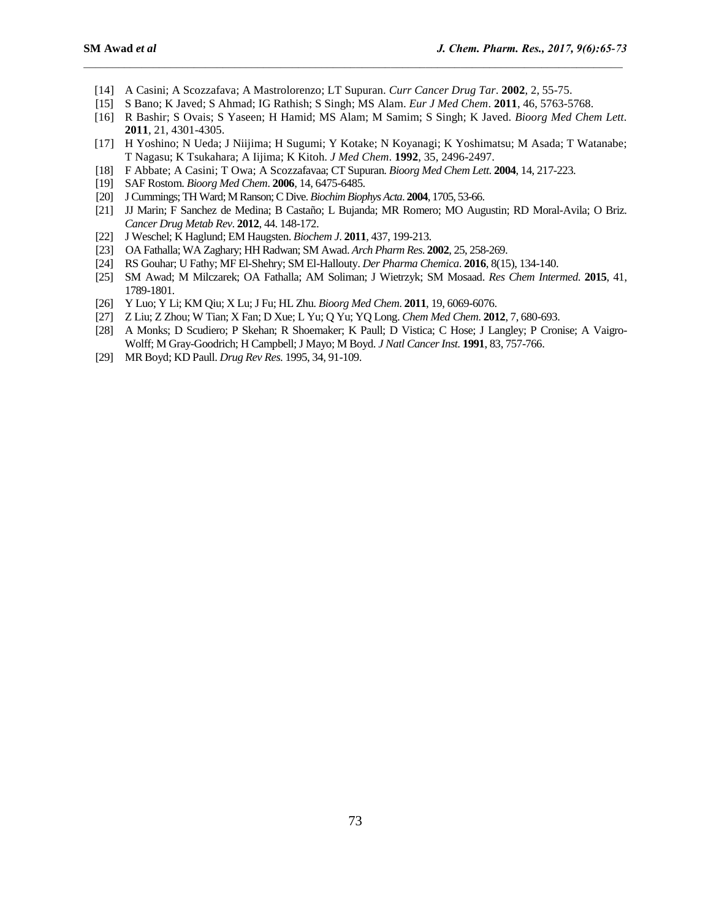[14] A Casini; A Scozzafava; A Mastrolorenzo; LT Supuran. *Curr Cancer Drug Tar*. **2002**, 2, 55-75.

[15] S Bano; K Javed; S Ahmad; IG Rathish; S Singh; MS Alam. *Eur J Med Chem*. **2011**, 46, 5763-5768.

[16] R Bashir; S Ovais; S Yaseen; H Hamid; MS Alam; M Samim; S Singh; K Javed. *Bioorg Med Chem Lett*. **2011**, 21, 4301-4305.

[17] H Yoshino; N Ueda; J Niijima; H Sugumi; Y Kotake; N Koyanagi; K Yoshimatsu; M Asada; T Watanabe; T Nagasu; K Tsukahara; A Iijima; K Kitoh. *J Med Chem*. **1992**, 35, 2496-2497.

[18] F Abbate; A Casini; T Owa; A Scozzafavaa; CT Supuran. *Bioorg Med Chem Lett*. **2004**, 14, 217-223.

[19] SAF Rostom. *Bioorg Med Chem*. **2006**, 14, 6475-6485.

[20] J Cummings; TH Ward; M Ranson; C Dive. *Biochim Biophys Acta*. **2004**, 1705, 53-66.

[21] JJ Marin; F Sanchez de Medina; B Castaño; L Bujanda; MR Romero; MO Augustin; RD Moral-Avila; O Briz. *Cancer Drug Metab Rev*. **2012**, 44. 148-172.

[22] J Weschel; K Haglund; EM Haugsten. *Biochem J*. **2011**, 437, 199-213.

[23] OA Fathalla; WA Zaghary; HH Radwan; SM Awad. *Arch Pharm Res*. **2002**, 25, 258-269.

[24] RS Gouhar; U Fathy; MF El-Shehry; SM El-Hallouty. *Der Pharma Chemica*. **2016**, 8(15), 134-140.

[25] SM Awad; M Milczarek; OA Fathalla; AM Soliman; J Wietrzyk; SM Mosaad. *Res Chem Intermed*. **2015**, 41, 1789-1801.

[26] Y Luo; Y Li; KM Qiu; X Lu; J Fu; HL Zhu. *Bioorg Med Chem*. **2011**, 19, 6069-6076.

[27] Z Liu; Z Zhou; W Tian; X Fan; D Xue; L Yu; Q Yu; YQ Long. *Chem Med Chem*. **2012**, 7, 680-693.

[28] A Monks; D Scudiero; P Skehan; R Shoemaker; K Paull; D Vistica; C Hose; J Langley; P Cronise; A Vaigro-Wolff; M Gray-Goodrich; H Campbell; J Mayo; M Boyd. *J Natl Cancer Inst*. **1991**, 83, 757-766.

[29] MR Boyd; KD Paull. *Drug Rev Res*. 1995, 34, 91-109.